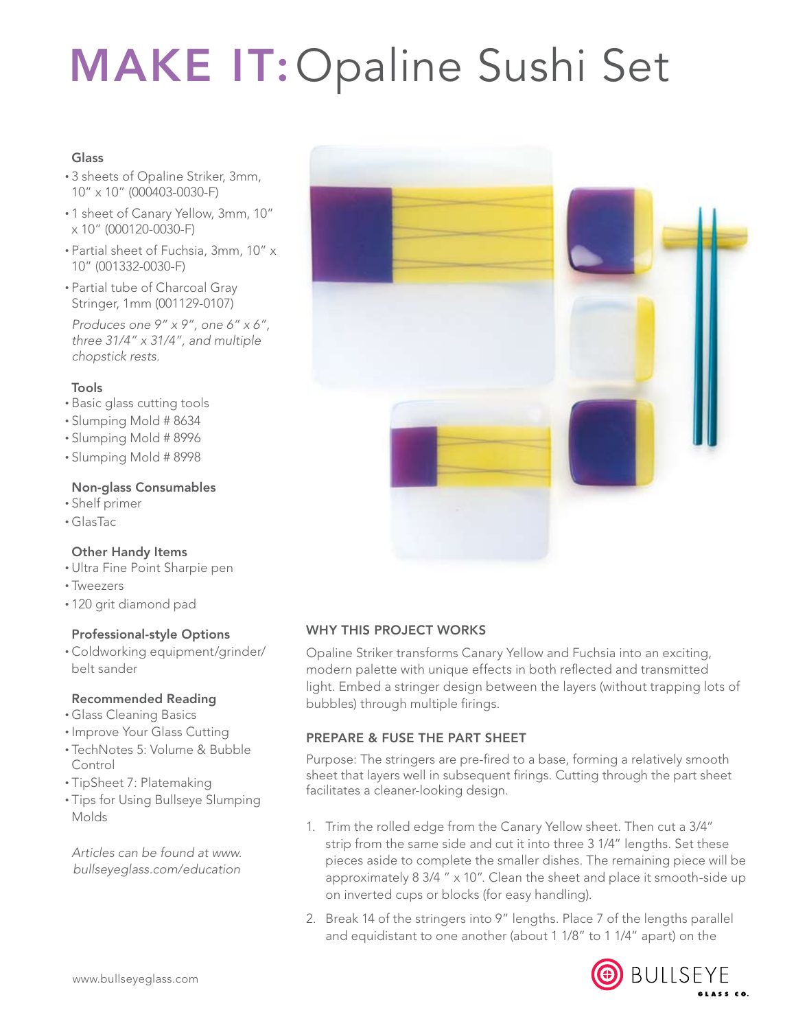# MAKE IT: Opaline Sushi Set

### Glass

- 3 sheets of Opaline Striker, 3mm, 10" x 10" (000403-0030-F)
- 1 sheet of Canary Yellow, 3mm, 10" x 10" (000120-0030-F)
- Partial sheet of Fuchsia, 3mm, 10" x 10" (001332-0030-F)
- Partial tube of Charcoal Gray Stringer, 1mm (001129-0107)

*Produces one 9" x 9", one 6" x 6", three 31/4" x 31/4", and multiple chopstick rests.*

### Tools

- Basic glass cutting tools
- Slumping Mold # 8634
- Slumping Mold # 8996
- Slumping Mold # 8998

### Non-glass Consumables

- Shelf primer
- GlasTac

### Other Handy Items

- Ultra Fine Point Sharpie pen
- Tweezers
- 120 grit diamond pad

### Professional-style Options

- Coldworking equipment/grinder/ belt sander

### Recommended Reading

- Glass Cleaning Basics
- Improve Your Glass Cutting
- TechNotes 5: Volume & Bubble Control
- TipSheet 7: Platemaking
- Tips for Using Bullseye Slumping Molds

*Articles can be found at www.bullseyeglass.com/education*

## WHY THIS PROJECT WORKS

Opaline Striker transforms Canary Yellow and Fuchsia into an exciting, modern palette with unique effects in both reflected and transmitted light. Embed a stringer design between the layers (without trapping lots of bubbles) through multiple firings.

## PREPARE & FUSE THE PART SHEET

Purpose: The stringers are pre-fired to a base, forming a relatively smooth sheet that layers well in subsequent firings. Cutting through the part sheet facilitates a cleaner-looking design.

1. Trim the rolled edge from the Canary Yellow sheet. Then cut a 3/4" strip from the same side and cut it into three 3 1/4" lengths. Set these pieces aside to complete the smaller dishes. The remaining piece will be approximately 8 3/4 " x 10". Clean the sheet and place it smooth-side up on inverted cups or blocks (for easy handling).
2. Break 14 of the stringers into 9" lengths. Place 7 of the lengths parallel and equidistant to one another (about 1 1/8" to 1 1/4" apart) on the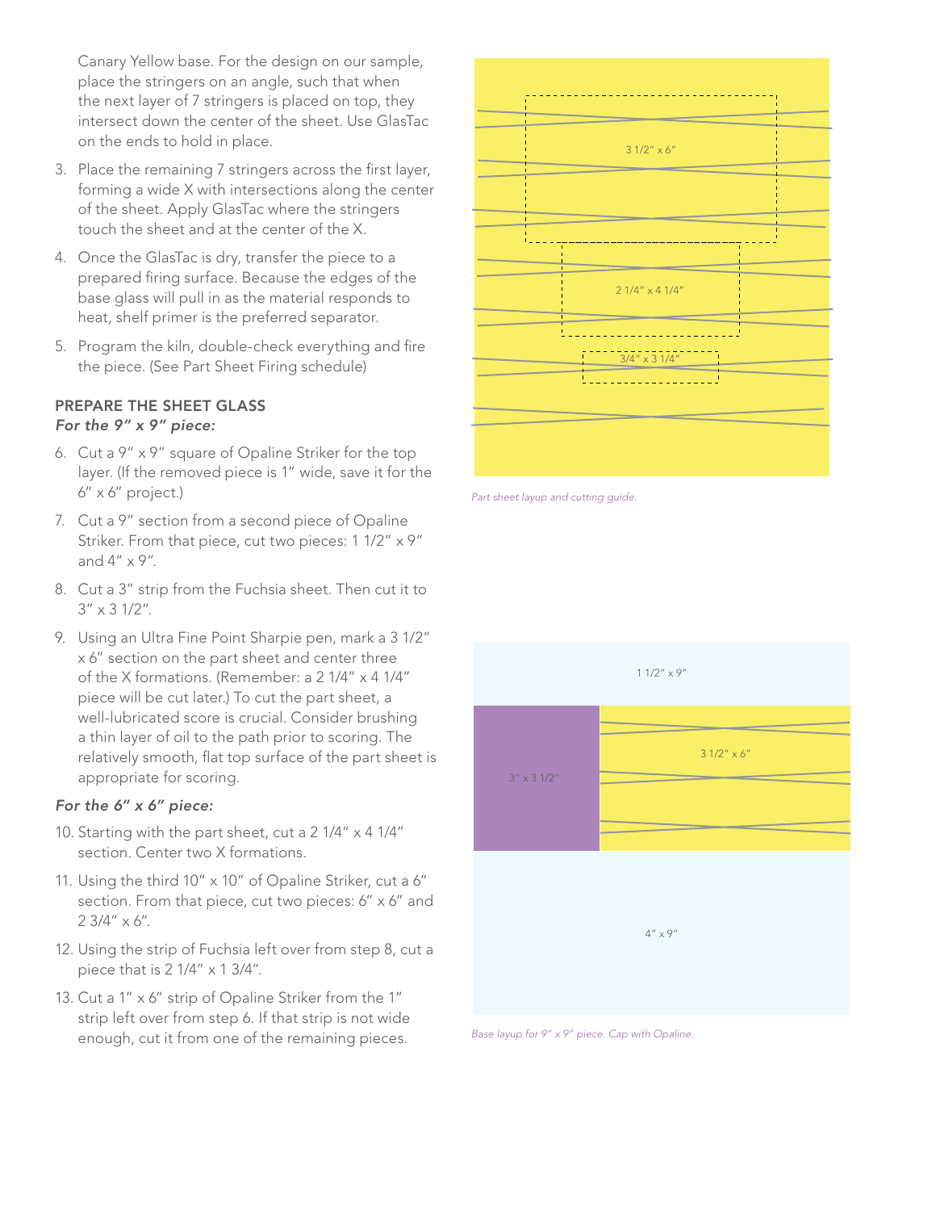Canary Yellow base. For the design on our sample, place the stringers on an angle, such that when the next layer of 7 stringers is placed on top, they intersect down the center of the sheet. Use GlasTac on the ends to hold in place.

3. Place the remaining 7 stringers across the first layer, forming a wide X with intersections along the center of the sheet. Apply GlasTac where the stringers touch the sheet and at the center of the X.
4. Once the GlasTac is dry, transfer the piece to a prepared firing surface. Because the edges of the base glass will pull in as the material responds to heat, shelf primer is the preferred separator.
5. Program the kiln, double-check everything and fire the piece. (See Part Sheet Firing schedule)

## PREPARE THE SHEET GLASS

*For the 9" x 9" piece:*

6. Cut a 9" x 9" square of Opaline Striker for the top layer. (If the removed piece is 1" wide, save it for the 6" x 6" project.)
7. Cut a 9" section from a second piece of Opaline Striker. From that piece, cut two pieces: 1 1/2" x 9" and 4" x 9".
8. Cut a 3" strip from the Fuchsia sheet. Then cut it to 3" x 3 1/2".
9. Using an Ultra Fine Point Sharpie pen, mark a 3 1/2" x 6" section on the part sheet and center three of the X formations. (Remember: a 2 1/4" x 4 1/4" piece will be cut later.) To cut the part sheet, a well-lubricated score is crucial. Consider brushing a thin layer of oil to the path prior to scoring. The relatively smooth, flat top surface of the part sheet is appropriate for scoring.

*For the 6" x 6" piece:*

10. Starting with the part sheet, cut a 2 1/4" x 4 1/4" section. Center two X formations.
11. Using the third 10" x 10" of Opaline Striker, cut a 6" section. From that piece, cut two pieces: 6" x 6" and 2 3/4" x 6".
12. Using the strip of Fuchsia left over from step 8, cut a piece that is 2 1/4" x 1 3/4".
13. Cut a 1" x 6" strip of Opaline Striker from the 1" strip left over from step 6. If that strip is not wide enough, cut it from one of the remaining pieces.

3 1/2" x 6"
2 1/4" x 4 1/4"
3/4" x 3 1/4"

*Part sheet layup and cutting guide.*

1 1/2" x 9"
3" x 3 1/2"
3 1/2" x 6"
4" x 9"

*Base layup for 9" x 9" piece. Cap with Opaline.*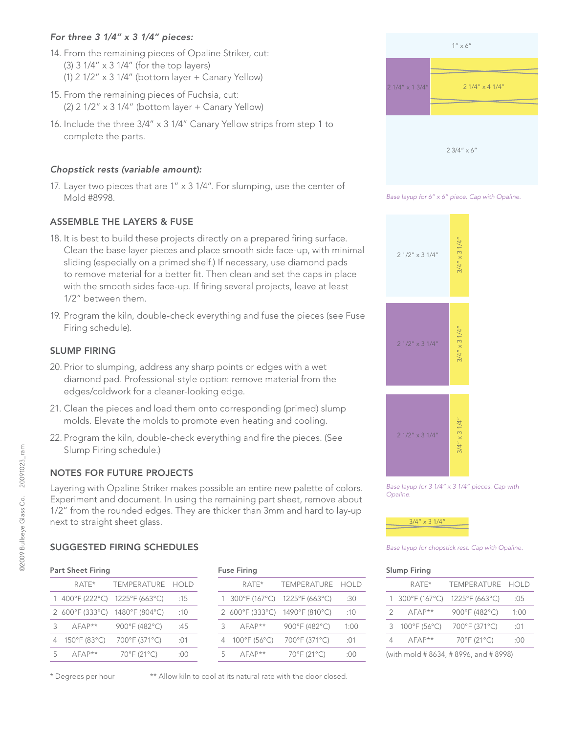*For three 3 1/4" x 3 1/4" pieces:*

14. From the remaining pieces of Opaline Striker, cut:
    (3) 3 1/4" x 3 1/4" (for the top layers)
    (1) 2 1/2" x 3 1/4" (bottom layer + Canary Yellow)
15. From the remaining pieces of Fuchsia, cut:
    (2) 2 1/2" x 3 1/4" (bottom layer + Canary Yellow)
16. Include the three 3/4" x 3 1/4" Canary Yellow strips from step 1 to complete the parts.

*Chopstick rests (variable amount):*

17. Layer two pieces that are 1" x 3 1/4". For slumping, use the center of Mold #8998.

## ASSEMBLE THE LAYERS & FUSE

18. It is best to build these projects directly on a prepared firing surface. Clean the base layer pieces and place smooth side face-up, with minimal sliding (especially on a primed shelf.) If necessary, use diamond pads to remove material for a better fit. Then clean and set the caps in place with the smooth sides face-up. If firing several projects, leave at least 1/2" between them.
19. Program the kiln, double-check everything and fuse the pieces (see Fuse Firing schedule).

## SLUMP FIRING

20. Prior to slumping, address any sharp points or edges with a wet diamond pad. Professional-style option: remove material from the edges/coldwork for a cleaner-looking edge.
21. Clean the pieces and load them onto corresponding (primed) slump molds. Elevate the molds to promote even heating and cooling.
22. Program the kiln, double-check everything and fire the pieces. (See Slump Firing schedule.)

## NOTES FOR FUTURE PROJECTS

Layering with Opaline Striker makes possible an entire new palette of colors. Experiment and document. In using the remaining part sheet, remove about 1/2" from the rounded edges. They are thicker than 3mm and hard to lay-up next to straight sheet glass.

1" x 6"
2 1/4" x 1 3/4"
2 1/4" x 4 1/4"
2 3/4" x 6"

*Base layup for 6" x 6" piece. Cap with Opaline.*

2 1/2" x 3 1/4"
3/4" x 3 1/4"
2 1/2" x 3 1/4"
3/4" x 3 1/4"
2 1/2" x 3 1/4"
3/4" x 3 1/4"

*Base layup for 3 1/4" x 3 1/4" pieces. Cap with Opaline.*

3/4" x 3 1/4"

*Base layup for chopstick rest. Cap with Opaline.*

## SUGGESTED FIRING SCHEDULES

**Part Sheet Firing**

| | RATE* | TEMPERATURE | HOLD |
|---|---|---|---|
| 1 | 400°F (222°C) | 1225°F (663°C) | :15 |
| 2 | 600°F (333°C) | 1480°F (804°C) | :10 |
| 3 | AFAP** | 900°F (482°C) | :45 |
| 4 | 150°F (83°C) | 700°F (371°C) | :01 |
| 5 | AFAP** | 70°F (21°C) | :00 |

**Fuse Firing**

| | RATE* | TEMPERATURE | HOLD |
|---|---|---|---|
| 1 | 300°F (167°C) | 1225°F (663°C) | :30 |
| 2 | 600°F (333°C) | 1490°F (810°C) | :10 |
| 3 | AFAP** | 900°F (482°C) | 1:00 |
| 4 | 100°F (56°C) | 700°F (371°C) | :01 |
| 5 | AFAP** | 70°F (21°C) | :00 |

**Slump Firing**

| | RATE* | TEMPERATURE | HOLD |
|---|---|---|---|
| 1 | 300°F (167°C) | 1225°F (663°C) | :05 |
| 2 | AFAP** | 900°F (482°C) | 1:00 |
| 3 | 100°F (56°C) | 700°F (371°C) | :01 |
| 4 | AFAP** | 70°F (21°C) | :00 |

(with mold # 8634, # 8996, and # 8998)

\* Degrees per hour

** Allow kiln to cool at its natural rate with the door closed.

©2009 Bullseye Glass Co. 20091023_ram